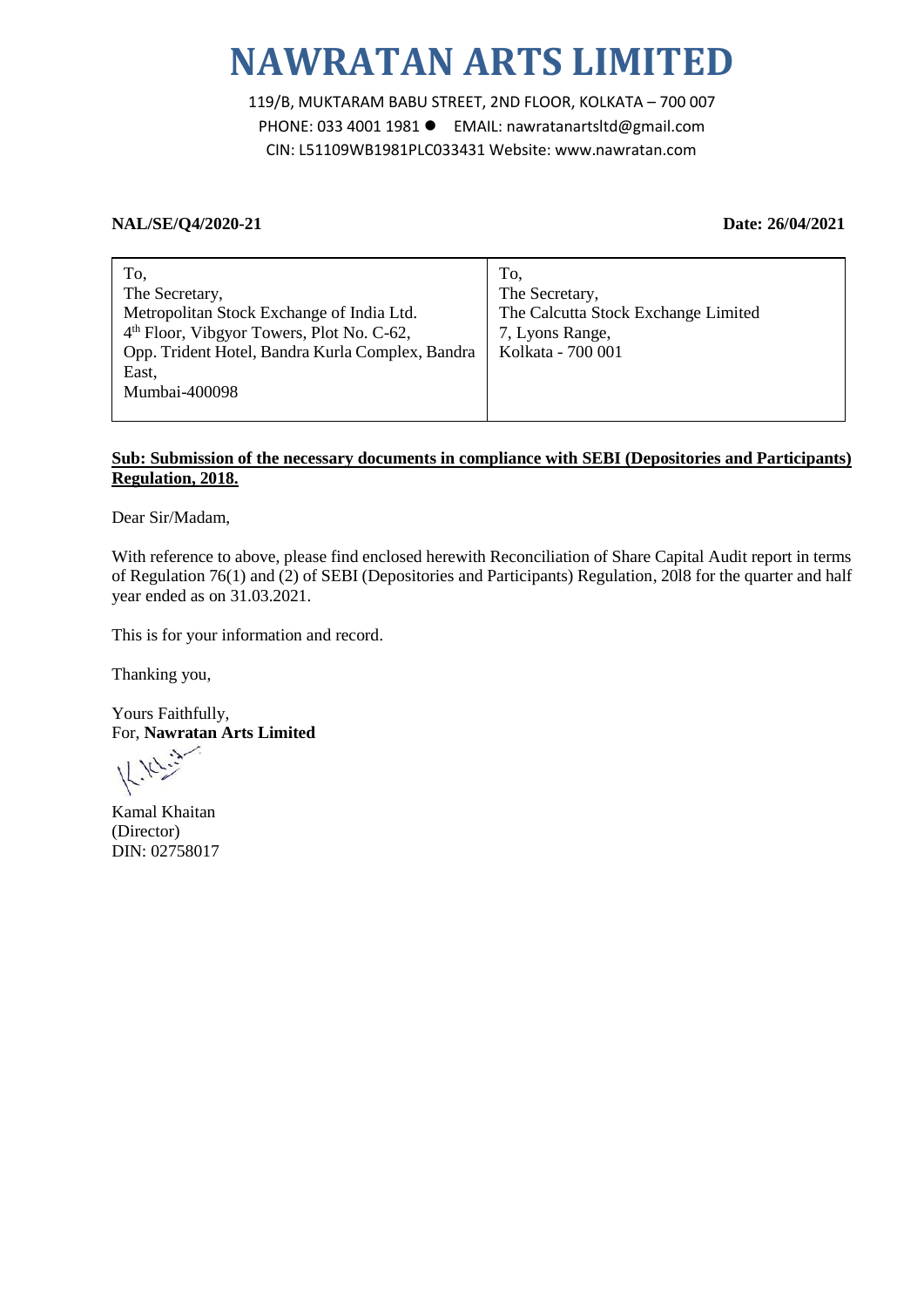# NAWRATAN ARTS LIMITED

119/B, MUKTARAM BABU STREET, 2ND FLOOR, KOLKATA – 700 007
PHONE: 033 4001 1981 ● EMAIL: nawratanartsltd@gmail.com
CIN: L51109WB1981PLC033431 Website: www.nawratan.com

**NAL/SE/Q4/2020-21** **Date: 26/04/2021**

| To,<br>The Secretary,<br>Metropolitan Stock Exchange of India Ltd.<br>4th Floor, Vibgyor Towers, Plot No. C-62,<br>Opp. Trident Hotel, Bandra Kurla Complex, Bandra East,<br>Mumbai-400098 | To,<br>The Secretary,<br>The Calcutta Stock Exchange Limited<br>7, Lyons Range,<br>Kolkata - 700 001 |
|---|---|

**Sub: Submission of the necessary documents in compliance with SEBI (Depositories and Participants) Regulation, 2018.**

Dear Sir/Madam,

With reference to above, please find enclosed herewith Reconciliation of Share Capital Audit report in terms of Regulation 76(1) and (2) of SEBI (Depositories and Participants) Regulation, 20l8 for the quarter and half year ended as on 31.03.2021.

This is for your information and record.

Thanking you,

Yours Faithfully,
For, **Nawratan Arts Limited**

Kamal Khaitan
(Director)
DIN: 02758017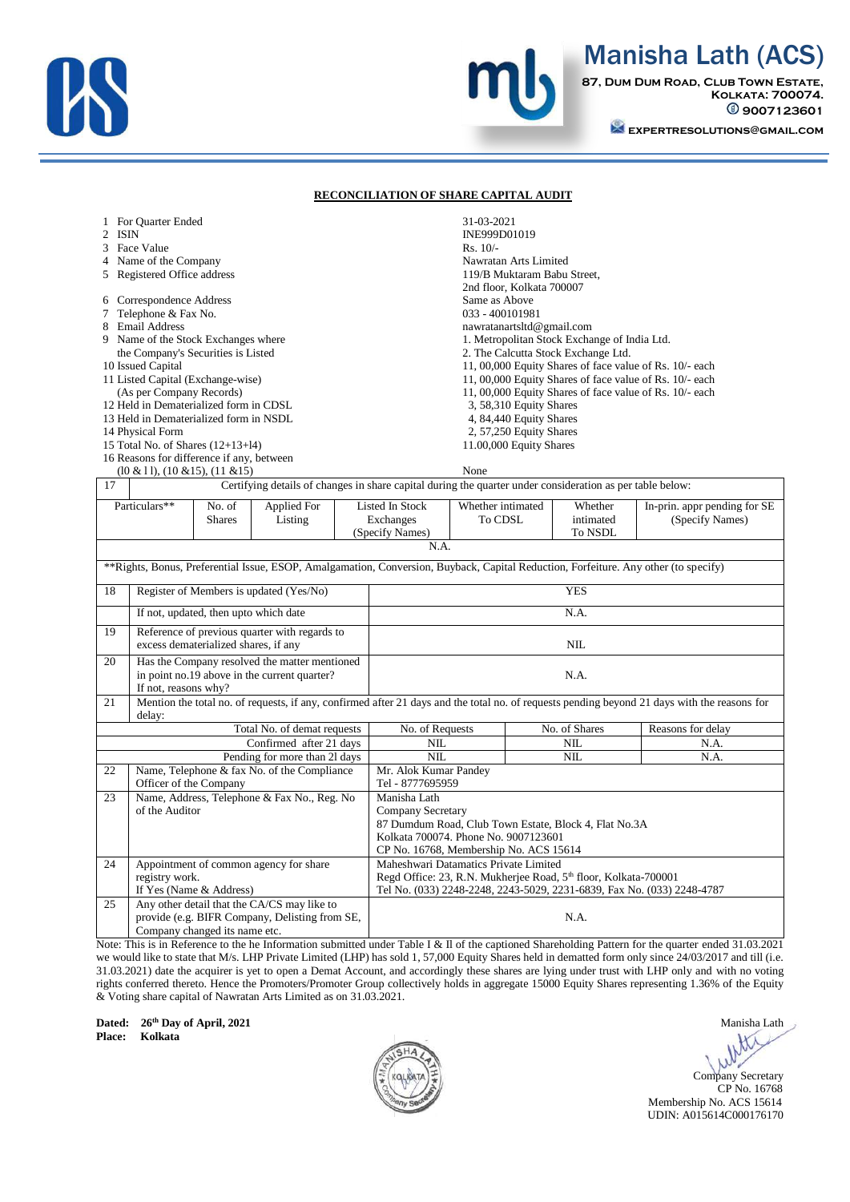**Manisha Lath (ACS)**
87, Dum Dum Road, Club Town Estate,
Kolkata: 700074.
9007123601
expertresolutions@gmail.com

# RECONCILIATION OF SHARE CAPITAL AUDIT

| | | |
|---|---|---|
| 1 | For Quarter Ended | 31-03-2021 |
| 2 | ISIN | INE999D01019 |
| 3 | Face Value | Rs. 10/- |
| 4 | Name of the Company | Nawratan Arts Limited |
| 5 | Registered Office address | 119/B Muktaram Babu Street, 2nd floor, Kolkata 700007 |
| 6 | Correspondence Address | Same as Above |
| 7 | Telephone & Fax No. | 033 - 400101981 |
| 8 | Email Address | nawratanartsltd@gmail.com |
| 9 | Name of the Stock Exchanges where the Company's Securities is Listed | 1. Metropolitan Stock Exchange of India Ltd. 2. The Calcutta Stock Exchange Ltd. |
| 10 | Issued Capital | 11, 00,000 Equity Shares of face value of Rs. 10/- each |
| 11 | Listed Capital (Exchange-wise) (As per Company Records) | 11, 00,000 Equity Shares of face value of Rs. 10/- each; 11, 00,000 Equity Shares of face value of Rs. 10/- each |
| 12 | Held in Dematerialized form in CDSL | 3, 58,310 Equity Shares |
| 13 | Held in Dematerialized form in NSDL | 4, 84,440 Equity Shares |
| 14 | Physical Form | 2, 57,250 Equity Shares |
| 15 | Total No. of Shares (12+13+l4) | 11.00,000 Equity Shares |
| 16 | Reasons for difference if any, between (l0 & l l), (10 &15), (11 &15) | None |

17. Certifying details of changes in share capital during the quarter under consideration as per table below:

| Particulars** | No. of Shares | Applied For Listing | Listed In Stock Exchanges (Specify Names) | Whether intimated To CDSL | Whether intimated To NSDL | In-prin. appr pending for SE (Specify Names) |
|---|---|---|---|---|---|---|
| N.A. | | | | | | |

**Rights, Bonus, Preferential Issue, ESOP, Amalgamation, Conversion, Buyback, Capital Reduction, Forfeiture. Any other (to specify)

| | | |
|---|---|---|
| 18 | Register of Members is updated (Yes/No) | YES |
| | If not, updated, then upto which date | N.A. |
| 19 | Reference of previous quarter with regards to excess dematerialized shares, if any | NIL |
| 20 | Has the Company resolved the matter mentioned in point no.19 above in the current quarter? If not, reasons why? | N.A. |

21. Mention the total no. of requests, if any, confirmed after 21 days and the total no. of requests pending beyond 21 days with the reasons for delay:

| Total No. of demat requests | No. of Requests | No. of Shares | Reasons for delay |
|---|---|---|---|
| Confirmed after 21 days | NIL | NIL | N.A. |
| Pending for more than 2l days | NIL | NIL | N.A. |

| | | |
|---|---|---|
| 22 | Name, Telephone & fax No. of the Compliance Officer of the Company | Mr. Alok Kumar Pandey Tel - 8777695959 |
| 23 | Name, Address, Telephone & Fax No., Reg. No of the Auditor | Manisha Lath Company Secretary 87 Dumdum Road, Club Town Estate, Block 4, Flat No.3A Kolkata 700074. Phone No. 9007123601 CP No. 16768, Membership No. ACS 15614 |
| 24 | Appointment of common agency for share registry work. If Yes (Name & Address) | Maheshwari Datamatics Private Limited Regd Office: 23, R.N. Mukherjee Road, 5th floor, Kolkata-700001 Tel No. (033) 2248-2248, 2243-5029, 2231-6839, Fax No. (033) 2248-4787 |
| 25 | Any other detail that the CA/CS may like to provide (e.g. BIFR Company, Delisting from SE, Company changed its name etc. | N.A. |

Note: This is in Reference to the he Information submitted under Table I & Il of the captioned Shareholding Pattern for the quarter ended 31.03.2021 we would like to state that M/s. LHP Private Limited (LHP) has sold 1, 57,000 Equity Shares held in demated form only since 24/03/2017 and till (i.e. 31.03.2021) date the acquirer is yet to open a Demat Account, and accordingly these shares are lying under trust with LHP only and with no voting rights conferred thereto. Hence the Promoters/Promoter Group collectively holds in aggregate 15000 Equity Shares representing 1.36% of the Equity & Voting share capital of Nawratan Arts Limited as on 31.03.2021.

**Dated: 26th Day of April, 2021**
**Place: Kolkata**

Manisha Lath
Company Secretary
CP No. 16768
Membership No. ACS 15614
UDIN: A015614C000176170